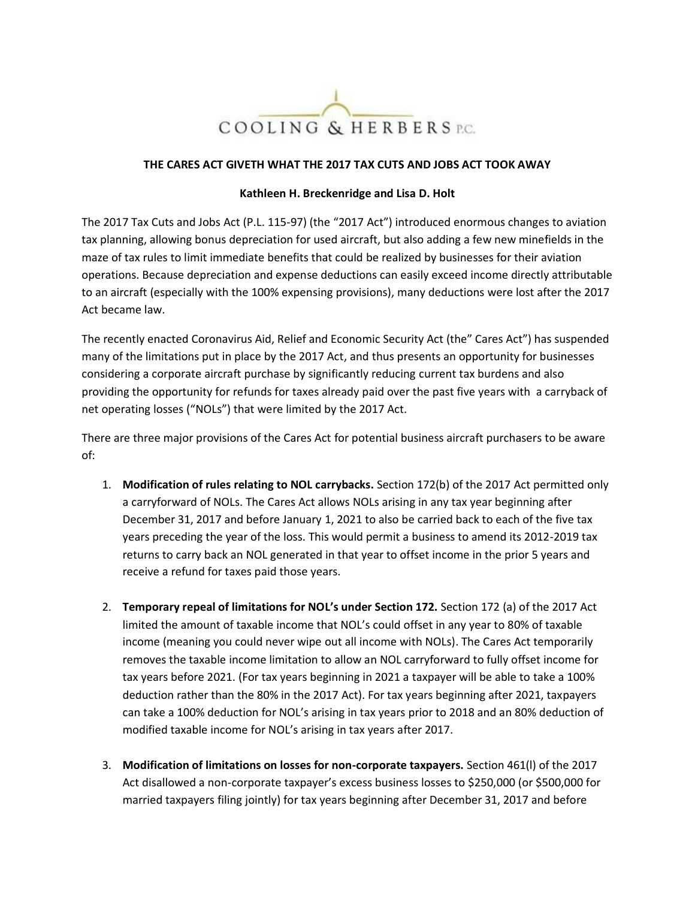COOLING & HERBERS P.C.

**THE CARES ACT GIVETH WHAT THE 2017 TAX CUTS AND JOBS ACT TOOK AWAY**

**Kathleen H. Breckenridge and Lisa D. Holt**

The 2017 Tax Cuts and Jobs Act (P.L. 115-97) (the "2017 Act") introduced enormous changes to aviation tax planning, allowing bonus depreciation for used aircraft, but also adding a few new minefields in the maze of tax rules to limit immediate benefits that could be realized by businesses for their aviation operations. Because depreciation and expense deductions can easily exceed income directly attributable to an aircraft (especially with the 100% expensing provisions), many deductions were lost after the 2017 Act became law.

The recently enacted Coronavirus Aid, Relief and Economic Security Act (the" Cares Act") has suspended many of the limitations put in place by the 2017 Act, and thus presents an opportunity for businesses considering a corporate aircraft purchase by significantly reducing current tax burdens and also providing the opportunity for refunds for taxes already paid over the past five years with a carryback of net operating losses ("NOLs") that were limited by the 2017 Act.

There are three major provisions of the Cares Act for potential business aircraft purchasers to be aware of:

1. **Modification of rules relating to NOL carrybacks.** Section 172(b) of the 2017 Act permitted only a carryforward of NOLs. The Cares Act allows NOLs arising in any tax year beginning after December 31, 2017 and before January 1, 2021 to also be carried back to each of the five tax years preceding the year of the loss. This would permit a business to amend its 2012-2019 tax returns to carry back an NOL generated in that year to offset income in the prior 5 years and receive a refund for taxes paid those years.

2. **Temporary repeal of limitations for NOL's under Section 172.** Section 172 (a) of the 2017 Act limited the amount of taxable income that NOL's could offset in any year to 80% of taxable income (meaning you could never wipe out all income with NOLs). The Cares Act temporarily removes the taxable income limitation to allow an NOL carryforward to fully offset income for tax years before 2021. (For tax years beginning in 2021 a taxpayer will be able to take a 100% deduction rather than the 80% in the 2017 Act). For tax years beginning after 2021, taxpayers can take a 100% deduction for NOL's arising in tax years prior to 2018 and an 80% deduction of modified taxable income for NOL's arising in tax years after 2017.

3. **Modification of limitations on losses for non-corporate taxpayers.** Section 461(l) of the 2017 Act disallowed a non-corporate taxpayer's excess business losses to $250,000 (or $500,000 for married taxpayers filing jointly) for tax years beginning after December 31, 2017 and before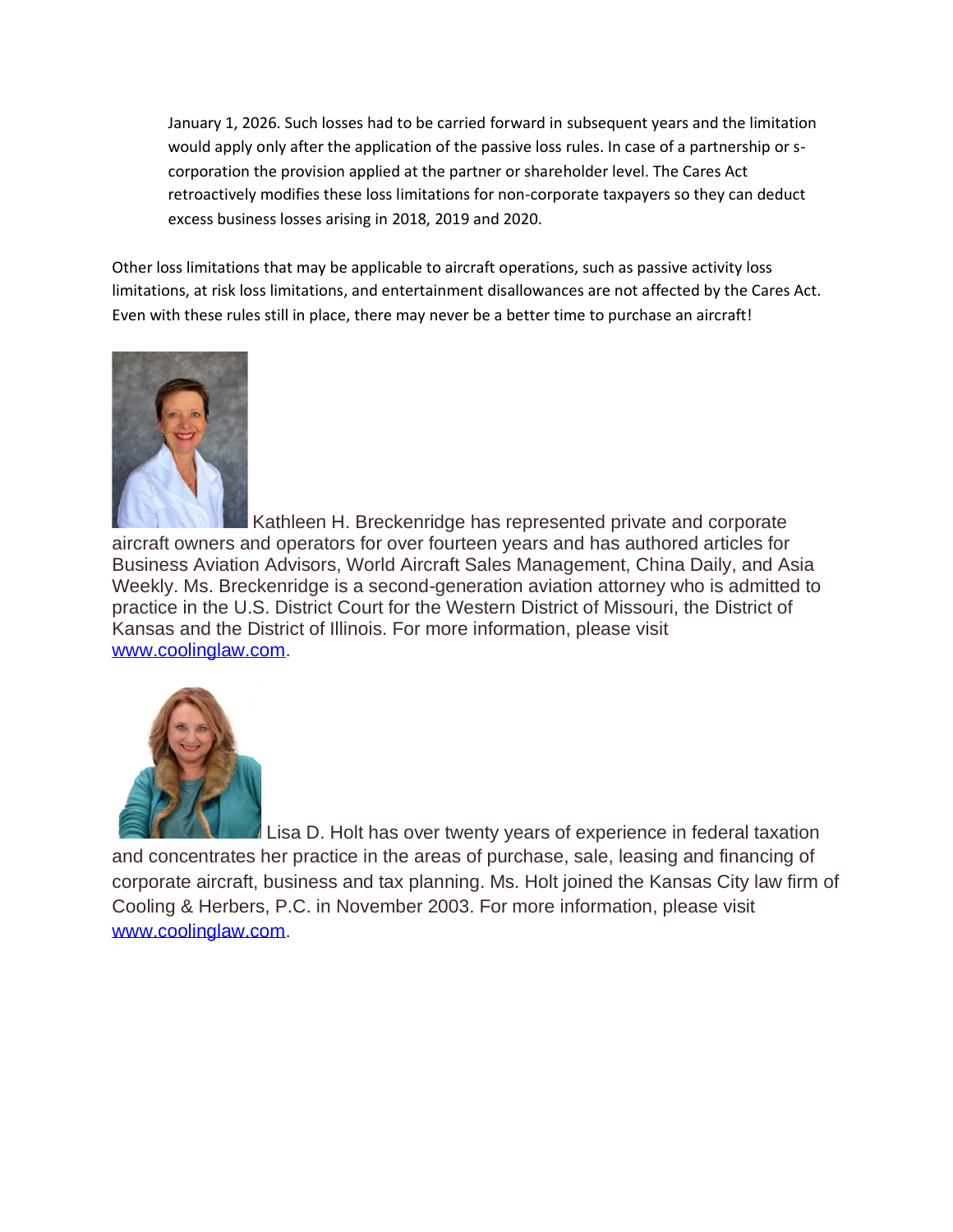January 1, 2026. Such losses had to be carried forward in subsequent years and the limitation would apply only after the application of the passive loss rules. In case of a partnership or s-corporation the provision applied at the partner or shareholder level. The Cares Act retroactively modifies these loss limitations for non-corporate taxpayers so they can deduct excess business losses arising in 2018, 2019 and 2020.

Other loss limitations that may be applicable to aircraft operations, such as passive activity loss limitations, at risk loss limitations, and entertainment disallowances are not affected by the Cares Act. Even with these rules still in place, there may never be a better time to purchase an aircraft!

Kathleen H. Breckenridge has represented private and corporate aircraft owners and operators for over fourteen years and has authored articles for Business Aviation Advisors, World Aircraft Sales Management, China Daily, and Asia Weekly. Ms. Breckenridge is a second-generation aviation attorney who is admitted to practice in the U.S. District Court for the Western District of Missouri, the District of Kansas and the District of Illinois. For more information, please visit www.coolinglaw.com.

Lisa D. Holt has over twenty years of experience in federal taxation and concentrates her practice in the areas of purchase, sale, leasing and financing of corporate aircraft, business and tax planning. Ms. Holt joined the Kansas City law firm of Cooling & Herbers, P.C. in November 2003. For more information, please visit www.coolinglaw.com.